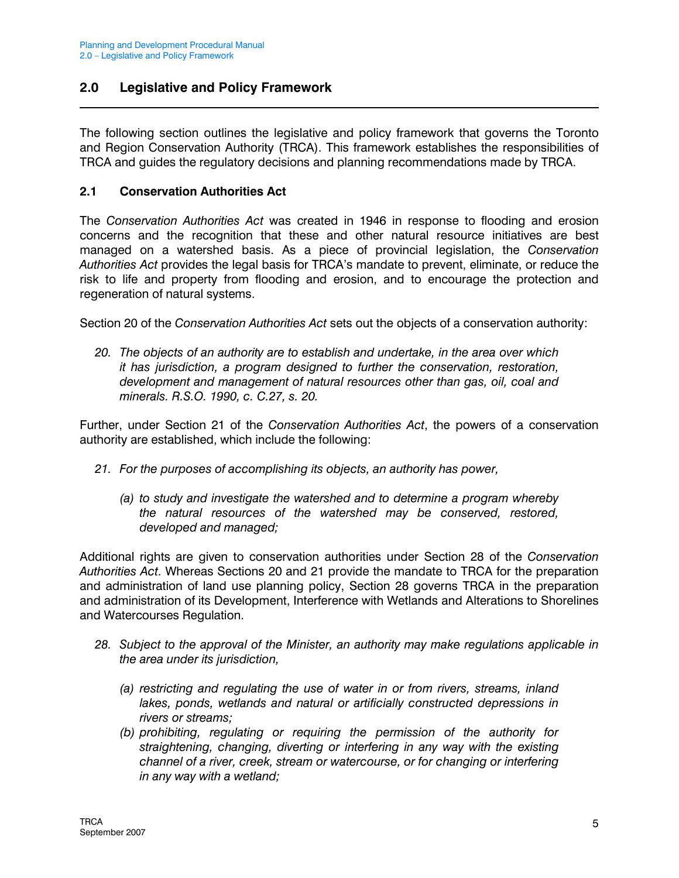## 2.0 Legislative and Policy Framework

The following section outlines the legislative and policy framework that governs the Toronto and Region Conservation Authority (TRCA). This framework establishes the responsibilities of TRCA and guides the regulatory decisions and planning recommendations made by TRCA.

### 2.1 Conservation Authorities Act

The *Conservation Authorities Act* was created in 1946 in response to flooding and erosion concerns and the recognition that these and other natural resource initiatives are best managed on a watershed basis. As a piece of provincial legislation, the *Conservation Authorities Act* provides the legal basis for TRCA's mandate to prevent, eliminate, or reduce the risk to life and property from flooding and erosion, and to encourage the protection and regeneration of natural systems.

Section 20 of the *Conservation Authorities Act* sets out the objects of a conservation authority:

> *20. The objects of an authority are to establish and undertake, in the area over which it has jurisdiction, a program designed to further the conservation, restoration, development and management of natural resources other than gas, oil, coal and minerals. R.S.O. 1990, c. C.27, s. 20.*

Further, under Section 21 of the *Conservation Authorities Act*, the powers of a conservation authority are established, which include the following:

> *21. For the purposes of accomplishing its objects, an authority has power,*
>
> *(a) to study and investigate the watershed and to determine a program whereby the natural resources of the watershed may be conserved, restored, developed and managed;*

Additional rights are given to conservation authorities under Section 28 of the *Conservation Authorities Act*. Whereas Sections 20 and 21 provide the mandate to TRCA for the preparation and administration of land use planning policy, Section 28 governs TRCA in the preparation and administration of its Development, Interference with Wetlands and Alterations to Shorelines and Watercourses Regulation.

> *28. Subject to the approval of the Minister, an authority may make regulations applicable in the area under its jurisdiction,*
>
> *(a) restricting and regulating the use of water in or from rivers, streams, inland lakes, ponds, wetlands and natural or artificially constructed depressions in rivers or streams;*
>
> *(b) prohibiting, regulating or requiring the permission of the authority for straightening, changing, diverting or interfering in any way with the existing channel of a river, creek, stream or watercourse, or for changing or interfering in any way with a wetland;*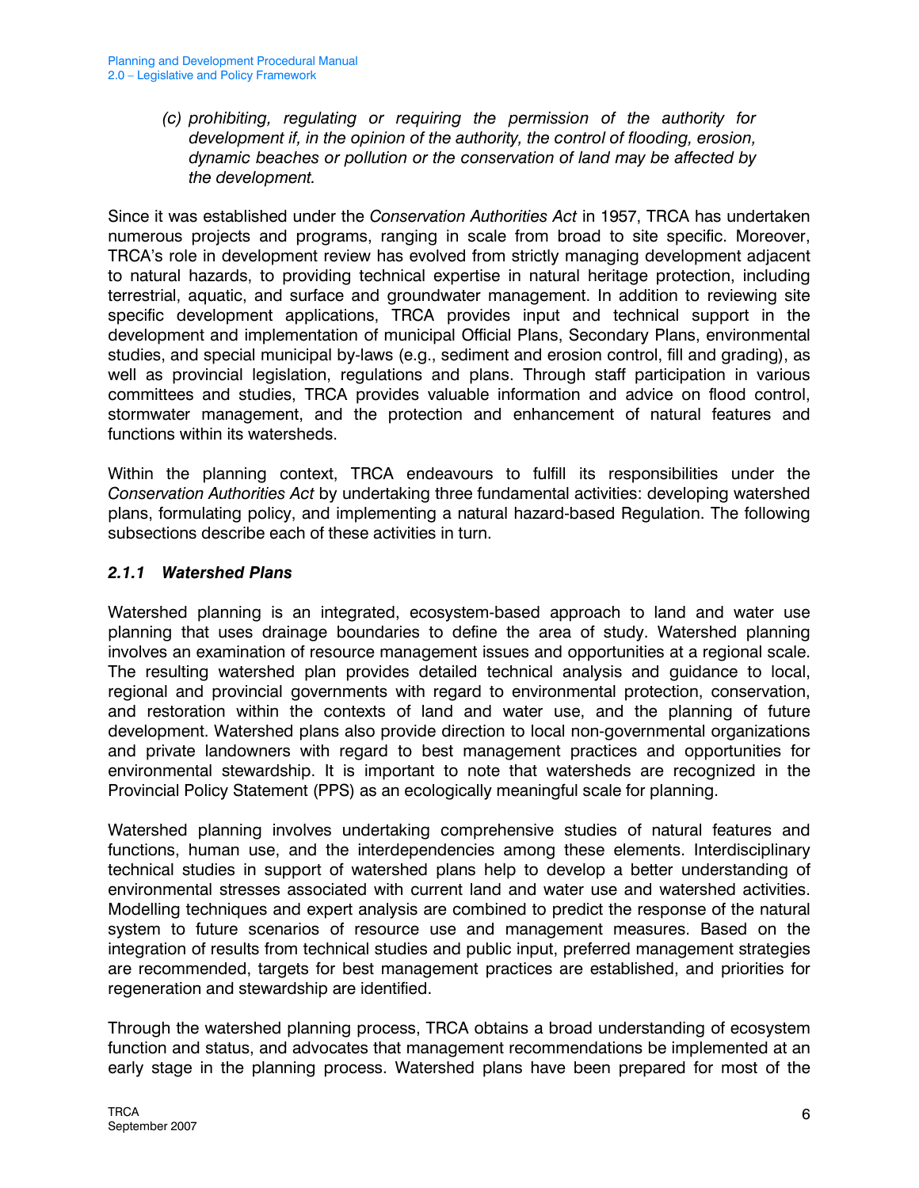*(c) prohibiting, regulating or requiring the permission of the authority for development if, in the opinion of the authority, the control of flooding, erosion, dynamic beaches or pollution or the conservation of land may be affected by the development.*

Since it was established under the *Conservation Authorities Act* in 1957, TRCA has undertaken numerous projects and programs, ranging in scale from broad to site specific. Moreover, TRCA's role in development review has evolved from strictly managing development adjacent to natural hazards, to providing technical expertise in natural heritage protection, including terrestrial, aquatic, and surface and groundwater management. In addition to reviewing site specific development applications, TRCA provides input and technical support in the development and implementation of municipal Official Plans, Secondary Plans, environmental studies, and special municipal by-laws (e.g., sediment and erosion control, fill and grading), as well as provincial legislation, regulations and plans. Through staff participation in various committees and studies, TRCA provides valuable information and advice on flood control, stormwater management, and the protection and enhancement of natural features and functions within its watersheds.

Within the planning context, TRCA endeavours to fulfill its responsibilities under the *Conservation Authorities Act* by undertaking three fundamental activities: developing watershed plans, formulating policy, and implementing a natural hazard-based Regulation. The following subsections describe each of these activities in turn.

### *2.1.1 Watershed Plans*

Watershed planning is an integrated, ecosystem-based approach to land and water use planning that uses drainage boundaries to define the area of study. Watershed planning involves an examination of resource management issues and opportunities at a regional scale. The resulting watershed plan provides detailed technical analysis and guidance to local, regional and provincial governments with regard to environmental protection, conservation, and restoration within the contexts of land and water use, and the planning of future development. Watershed plans also provide direction to local non-governmental organizations and private landowners with regard to best management practices and opportunities for environmental stewardship. It is important to note that watersheds are recognized in the Provincial Policy Statement (PPS) as an ecologically meaningful scale for planning.

Watershed planning involves undertaking comprehensive studies of natural features and functions, human use, and the interdependencies among these elements. Interdisciplinary technical studies in support of watershed plans help to develop a better understanding of environmental stresses associated with current land and water use and watershed activities. Modelling techniques and expert analysis are combined to predict the response of the natural system to future scenarios of resource use and management measures. Based on the integration of results from technical studies and public input, preferred management strategies are recommended, targets for best management practices are established, and priorities for regeneration and stewardship are identified.

Through the watershed planning process, TRCA obtains a broad understanding of ecosystem function and status, and advocates that management recommendations be implemented at an early stage in the planning process. Watershed plans have been prepared for most of the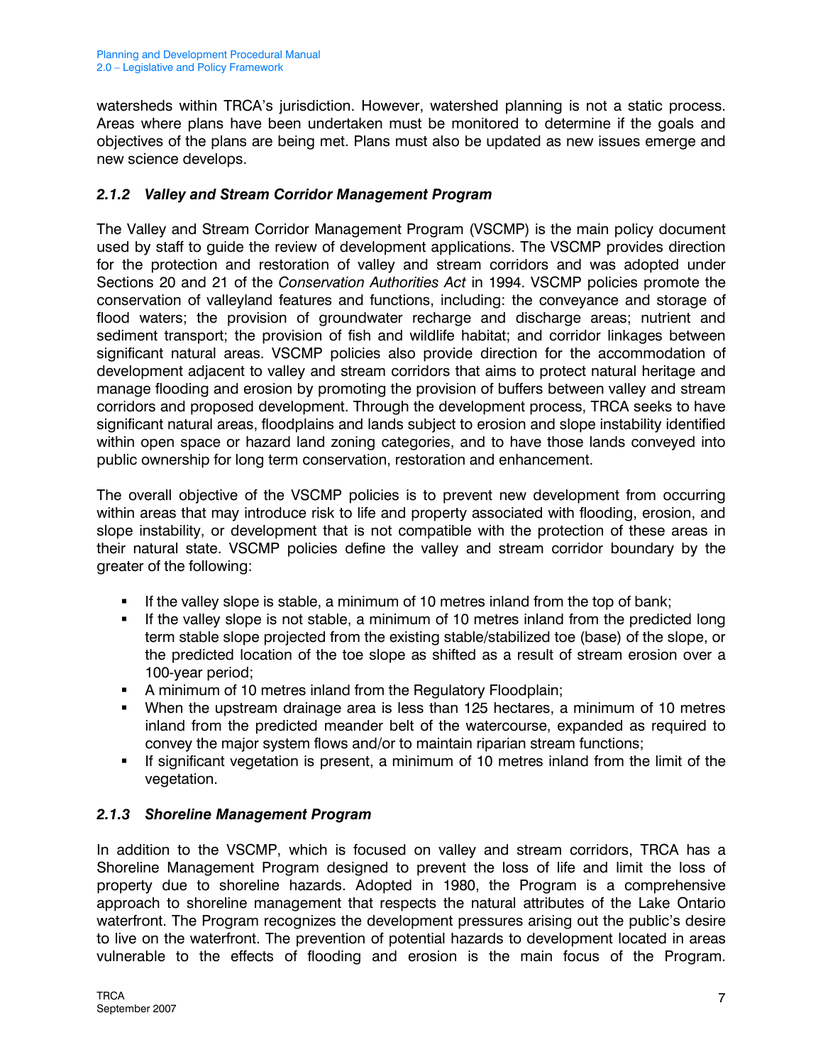watersheds within TRCA's jurisdiction. However, watershed planning is not a static process. Areas where plans have been undertaken must be monitored to determine if the goals and objectives of the plans are being met. Plans must also be updated as new issues emerge and new science develops.

### *2.1.2 Valley and Stream Corridor Management Program*

The Valley and Stream Corridor Management Program (VSCMP) is the main policy document used by staff to guide the review of development applications. The VSCMP provides direction for the protection and restoration of valley and stream corridors and was adopted under Sections 20 and 21 of the *Conservation Authorities Act* in 1994. VSCMP policies promote the conservation of valleyland features and functions, including: the conveyance and storage of flood waters; the provision of groundwater recharge and discharge areas; nutrient and sediment transport; the provision of fish and wildlife habitat; and corridor linkages between significant natural areas. VSCMP policies also provide direction for the accommodation of development adjacent to valley and stream corridors that aims to protect natural heritage and manage flooding and erosion by promoting the provision of buffers between valley and stream corridors and proposed development. Through the development process, TRCA seeks to have significant natural areas, floodplains and lands subject to erosion and slope instability identified within open space or hazard land zoning categories, and to have those lands conveyed into public ownership for long term conservation, restoration and enhancement.

The overall objective of the VSCMP policies is to prevent new development from occurring within areas that may introduce risk to life and property associated with flooding, erosion, and slope instability, or development that is not compatible with the protection of these areas in their natural state. VSCMP policies define the valley and stream corridor boundary by the greater of the following:

- If the valley slope is stable, a minimum of 10 metres inland from the top of bank;
- If the valley slope is not stable, a minimum of 10 metres inland from the predicted long term stable slope projected from the existing stable/stabilized toe (base) of the slope, or the predicted location of the toe slope as shifted as a result of stream erosion over a 100-year period;
- A minimum of 10 metres inland from the Regulatory Floodplain;
- When the upstream drainage area is less than 125 hectares, a minimum of 10 metres inland from the predicted meander belt of the watercourse, expanded as required to convey the major system flows and/or to maintain riparian stream functions;
- If significant vegetation is present, a minimum of 10 metres inland from the limit of the vegetation.

### *2.1.3 Shoreline Management Program*

In addition to the VSCMP, which is focused on valley and stream corridors, TRCA has a Shoreline Management Program designed to prevent the loss of life and limit the loss of property due to shoreline hazards. Adopted in 1980, the Program is a comprehensive approach to shoreline management that respects the natural attributes of the Lake Ontario waterfront. The Program recognizes the development pressures arising out the public's desire to live on the waterfront. The prevention of potential hazards to development located in areas vulnerable to the effects of flooding and erosion is the main focus of the Program.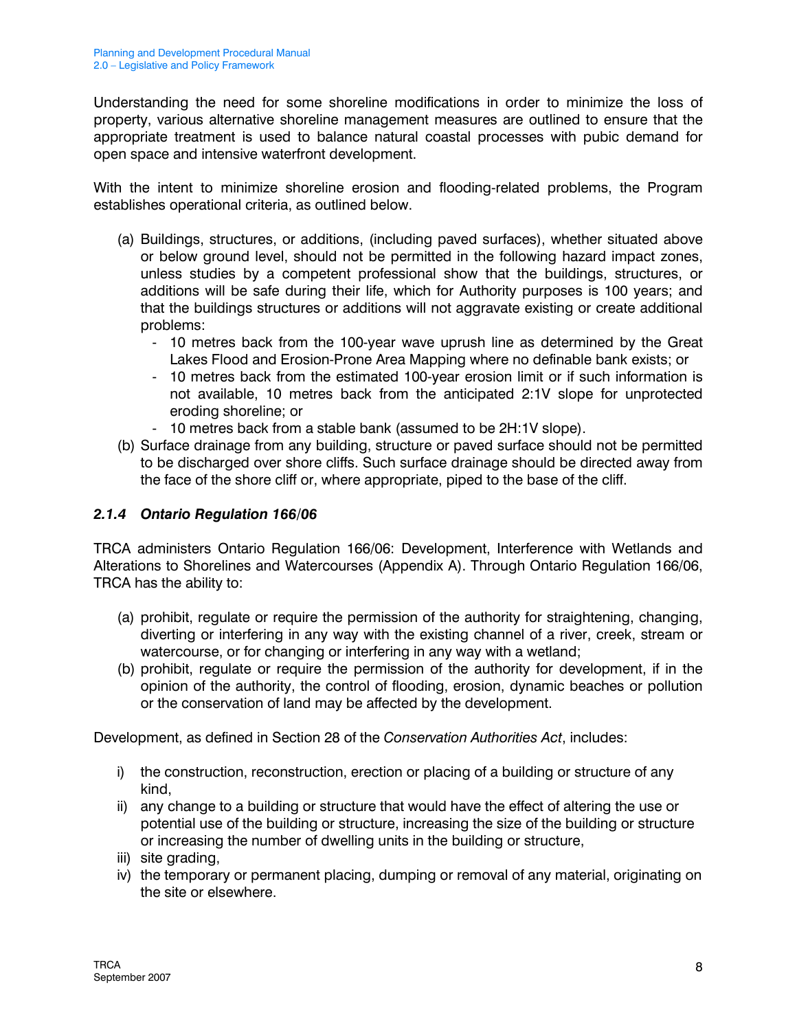Understanding the need for some shoreline modifications in order to minimize the loss of property, various alternative shoreline management measures are outlined to ensure that the appropriate treatment is used to balance natural coastal processes with pubic demand for open space and intensive waterfront development.

With the intent to minimize shoreline erosion and flooding-related problems, the Program establishes operational criteria, as outlined below.

(a) Buildings, structures, or additions, (including paved surfaces), whether situated above or below ground level, should not be permitted in the following hazard impact zones, unless studies by a competent professional show that the buildings, structures, or additions will be safe during their life, which for Authority purposes is 100 years; and that the buildings structures or additions will not aggravate existing or create additional problems:
   - 10 metres back from the 100-year wave uprush line as determined by the Great Lakes Flood and Erosion-Prone Area Mapping where no definable bank exists; or
   - 10 metres back from the estimated 100-year erosion limit or if such information is not available, 10 metres back from the anticipated 2:1V slope for unprotected eroding shoreline; or
   - 10 metres back from a stable bank (assumed to be 2H:1V slope).

(b) Surface drainage from any building, structure or paved surface should not be permitted to be discharged over shore cliffs. Such surface drainage should be directed away from the face of the shore cliff or, where appropriate, piped to the base of the cliff.

### *2.1.4 Ontario Regulation 166/06*

TRCA administers Ontario Regulation 166/06: Development, Interference with Wetlands and Alterations to Shorelines and Watercourses (Appendix A). Through Ontario Regulation 166/06, TRCA has the ability to:

(a) prohibit, regulate or require the permission of the authority for straightening, changing, diverting or interfering in any way with the existing channel of a river, creek, stream or watercourse, or for changing or interfering in any way with a wetland;

(b) prohibit, regulate or require the permission of the authority for development, if in the opinion of the authority, the control of flooding, erosion, dynamic beaches or pollution or the conservation of land may be affected by the development.

Development, as defined in Section 28 of the *Conservation Authorities Act*, includes:

i) the construction, reconstruction, erection or placing of a building or structure of any kind,

ii) any change to a building or structure that would have the effect of altering the use or potential use of the building or structure, increasing the size of the building or structure or increasing the number of dwelling units in the building or structure,

iii) site grading,

iv) the temporary or permanent placing, dumping or removal of any material, originating on the site or elsewhere.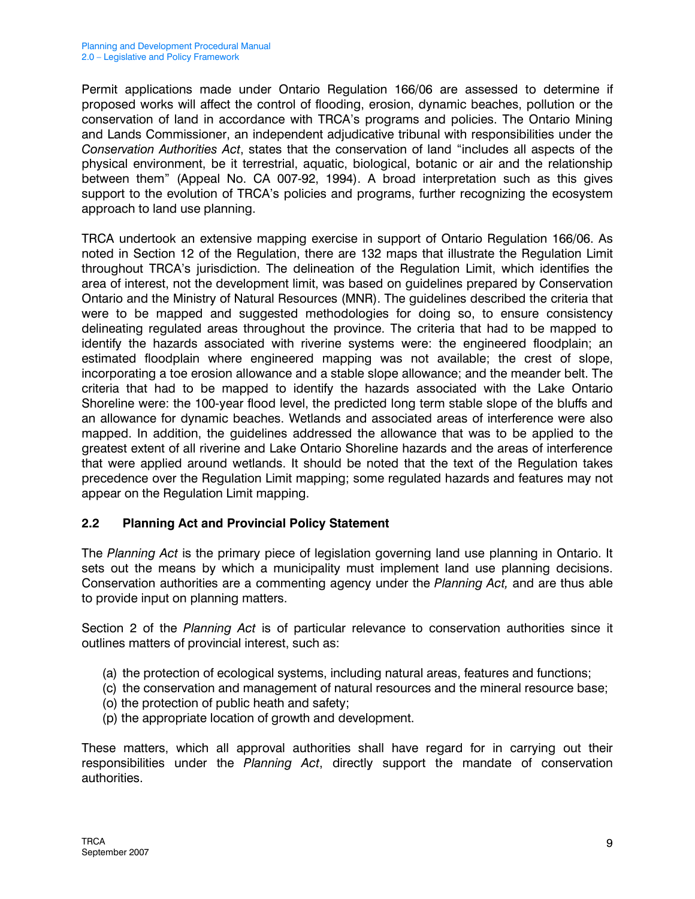Permit applications made under Ontario Regulation 166/06 are assessed to determine if proposed works will affect the control of flooding, erosion, dynamic beaches, pollution or the conservation of land in accordance with TRCA's programs and policies. The Ontario Mining and Lands Commissioner, an independent adjudicative tribunal with responsibilities under the *Conservation Authorities Act*, states that the conservation of land "includes all aspects of the physical environment, be it terrestrial, aquatic, biological, botanic or air and the relationship between them" (Appeal No. CA 007-92, 1994). A broad interpretation such as this gives support to the evolution of TRCA's policies and programs, further recognizing the ecosystem approach to land use planning.

TRCA undertook an extensive mapping exercise in support of Ontario Regulation 166/06. As noted in Section 12 of the Regulation, there are 132 maps that illustrate the Regulation Limit throughout TRCA's jurisdiction. The delineation of the Regulation Limit, which identifies the area of interest, not the development limit, was based on guidelines prepared by Conservation Ontario and the Ministry of Natural Resources (MNR). The guidelines described the criteria that were to be mapped and suggested methodologies for doing so, to ensure consistency delineating regulated areas throughout the province. The criteria that had to be mapped to identify the hazards associated with riverine systems were: the engineered floodplain; an estimated floodplain where engineered mapping was not available; the crest of slope, incorporating a toe erosion allowance and a stable slope allowance; and the meander belt. The criteria that had to be mapped to identify the hazards associated with the Lake Ontario Shoreline were: the 100-year flood level, the predicted long term stable slope of the bluffs and an allowance for dynamic beaches. Wetlands and associated areas of interference were also mapped. In addition, the guidelines addressed the allowance that was to be applied to the greatest extent of all riverine and Lake Ontario Shoreline hazards and the areas of interference that were applied around wetlands. It should be noted that the text of the Regulation takes precedence over the Regulation Limit mapping; some regulated hazards and features may not appear on the Regulation Limit mapping.

## 2.2 Planning Act and Provincial Policy Statement

The *Planning Act* is the primary piece of legislation governing land use planning in Ontario. It sets out the means by which a municipality must implement land use planning decisions. Conservation authorities are a commenting agency under the *Planning Act,* and are thus able to provide input on planning matters.

Section 2 of the *Planning Act* is of particular relevance to conservation authorities since it outlines matters of provincial interest, such as:

(a) the protection of ecological systems, including natural areas, features and functions;
(c) the conservation and management of natural resources and the mineral resource base;
(o) the protection of public heath and safety;
(p) the appropriate location of growth and development.

These matters, which all approval authorities shall have regard for in carrying out their responsibilities under the *Planning Act*, directly support the mandate of conservation authorities.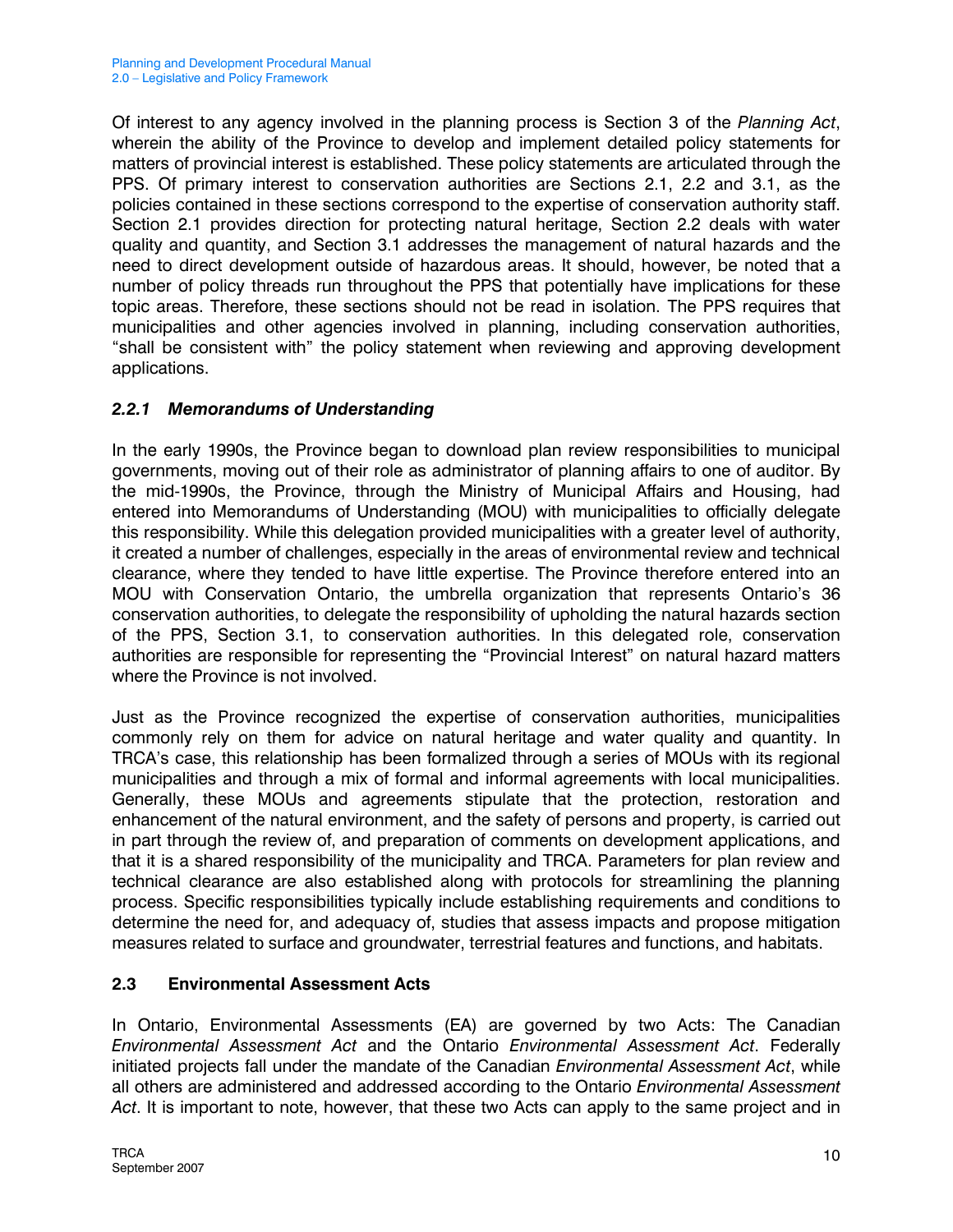Of interest to any agency involved in the planning process is Section 3 of the *Planning Act*, wherein the ability of the Province to develop and implement detailed policy statements for matters of provincial interest is established. These policy statements are articulated through the PPS. Of primary interest to conservation authorities are Sections 2.1, 2.2 and 3.1, as the policies contained in these sections correspond to the expertise of conservation authority staff. Section 2.1 provides direction for protecting natural heritage, Section 2.2 deals with water quality and quantity, and Section 3.1 addresses the management of natural hazards and the need to direct development outside of hazardous areas. It should, however, be noted that a number of policy threads run throughout the PPS that potentially have implications for these topic areas. Therefore, these sections should not be read in isolation. The PPS requires that municipalities and other agencies involved in planning, including conservation authorities, "shall be consistent with" the policy statement when reviewing and approving development applications.

### *2.2.1 Memorandums of Understanding*

In the early 1990s, the Province began to download plan review responsibilities to municipal governments, moving out of their role as administrator of planning affairs to one of auditor. By the mid-1990s, the Province, through the Ministry of Municipal Affairs and Housing, had entered into Memorandums of Understanding (MOU) with municipalities to officially delegate this responsibility. While this delegation provided municipalities with a greater level of authority, it created a number of challenges, especially in the areas of environmental review and technical clearance, where they tended to have little expertise. The Province therefore entered into an MOU with Conservation Ontario, the umbrella organization that represents Ontario's 36 conservation authorities, to delegate the responsibility of upholding the natural hazards section of the PPS, Section 3.1, to conservation authorities. In this delegated role, conservation authorities are responsible for representing the "Provincial Interest" on natural hazard matters where the Province is not involved.

Just as the Province recognized the expertise of conservation authorities, municipalities commonly rely on them for advice on natural heritage and water quality and quantity. In TRCA's case, this relationship has been formalized through a series of MOUs with its regional municipalities and through a mix of formal and informal agreements with local municipalities. Generally, these MOUs and agreements stipulate that the protection, restoration and enhancement of the natural environment, and the safety of persons and property, is carried out in part through the review of, and preparation of comments on development applications, and that it is a shared responsibility of the municipality and TRCA. Parameters for plan review and technical clearance are also established along with protocols for streamlining the planning process. Specific responsibilities typically include establishing requirements and conditions to determine the need for, and adequacy of, studies that assess impacts and propose mitigation measures related to surface and groundwater, terrestrial features and functions, and habitats.

## 2.3 Environmental Assessment Acts

In Ontario, Environmental Assessments (EA) are governed by two Acts: The Canadian *Environmental Assessment Act* and the Ontario *Environmental Assessment Act*. Federally initiated projects fall under the mandate of the Canadian *Environmental Assessment Act*, while all others are administered and addressed according to the Ontario *Environmental Assessment Act*. It is important to note, however, that these two Acts can apply to the same project and in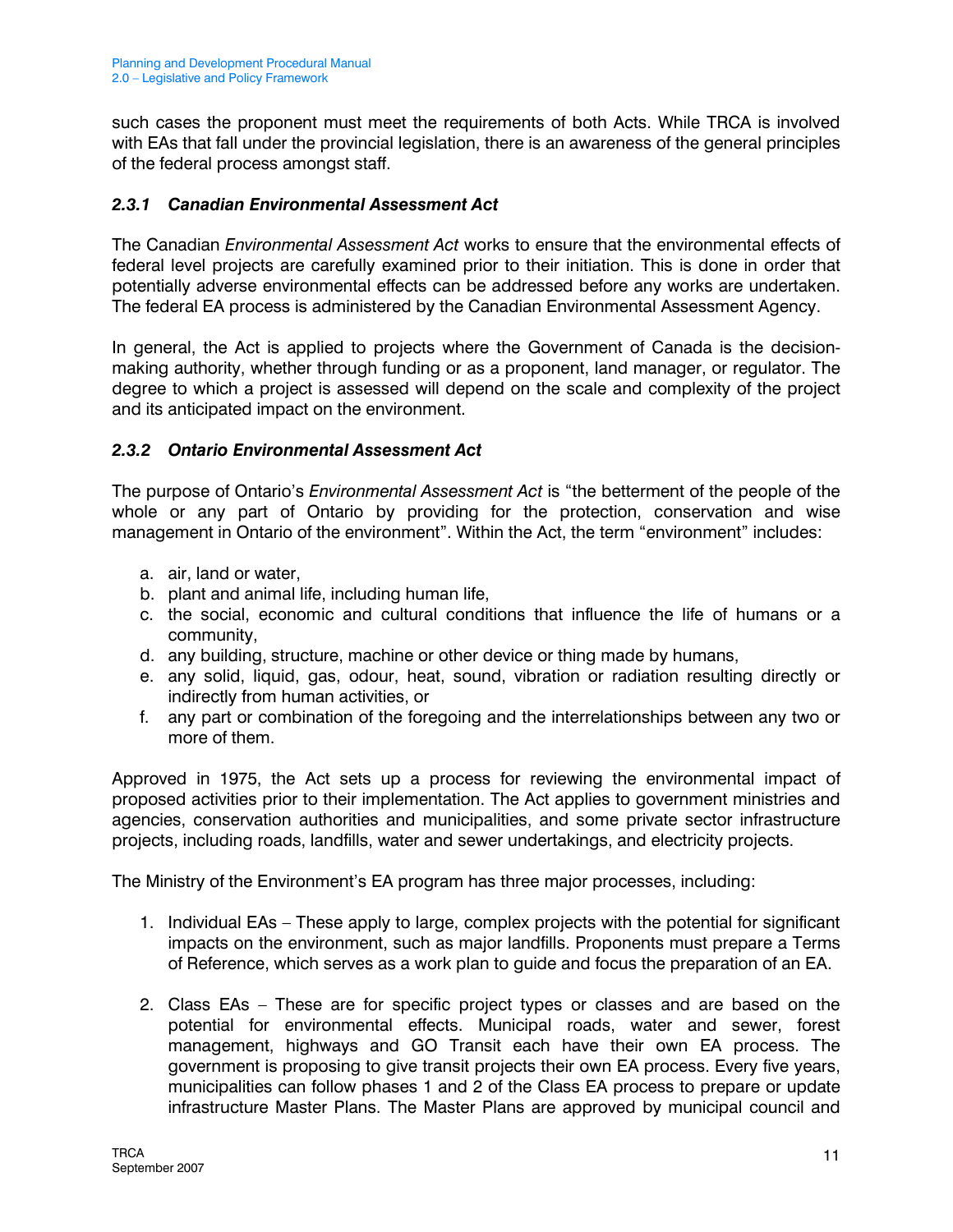such cases the proponent must meet the requirements of both Acts. While TRCA is involved with EAs that fall under the provincial legislation, there is an awareness of the general principles of the federal process amongst staff.

### *2.3.1 Canadian Environmental Assessment Act*

The Canadian *Environmental Assessment Act* works to ensure that the environmental effects of federal level projects are carefully examined prior to their initiation. This is done in order that potentially adverse environmental effects can be addressed before any works are undertaken. The federal EA process is administered by the Canadian Environmental Assessment Agency.

In general, the Act is applied to projects where the Government of Canada is the decision-making authority, whether through funding or as a proponent, land manager, or regulator. The degree to which a project is assessed will depend on the scale and complexity of the project and its anticipated impact on the environment.

### *2.3.2 Ontario Environmental Assessment Act*

The purpose of Ontario's *Environmental Assessment Act* is "the betterment of the people of the whole or any part of Ontario by providing for the protection, conservation and wise management in Ontario of the environment". Within the Act, the term "environment" includes:

a. air, land or water,
b. plant and animal life, including human life,
c. the social, economic and cultural conditions that influence the life of humans or a community,
d. any building, structure, machine or other device or thing made by humans,
e. any solid, liquid, gas, odour, heat, sound, vibration or radiation resulting directly or indirectly from human activities, or
f. any part or combination of the foregoing and the interrelationships between any two or more of them.

Approved in 1975, the Act sets up a process for reviewing the environmental impact of proposed activities prior to their implementation. The Act applies to government ministries and agencies, conservation authorities and municipalities, and some private sector infrastructure projects, including roads, landfills, water and sewer undertakings, and electricity projects.

The Ministry of the Environment's EA program has three major processes, including:

1. Individual EAs – These apply to large, complex projects with the potential for significant impacts on the environment, such as major landfills. Proponents must prepare a Terms of Reference, which serves as a work plan to guide and focus the preparation of an EA.

2. Class EAs – These are for specific project types or classes and are based on the potential for environmental effects. Municipal roads, water and sewer, forest management, highways and GO Transit each have their own EA process. The government is proposing to give transit projects their own EA process. Every five years, municipalities can follow phases 1 and 2 of the Class EA process to prepare or update infrastructure Master Plans. The Master Plans are approved by municipal council and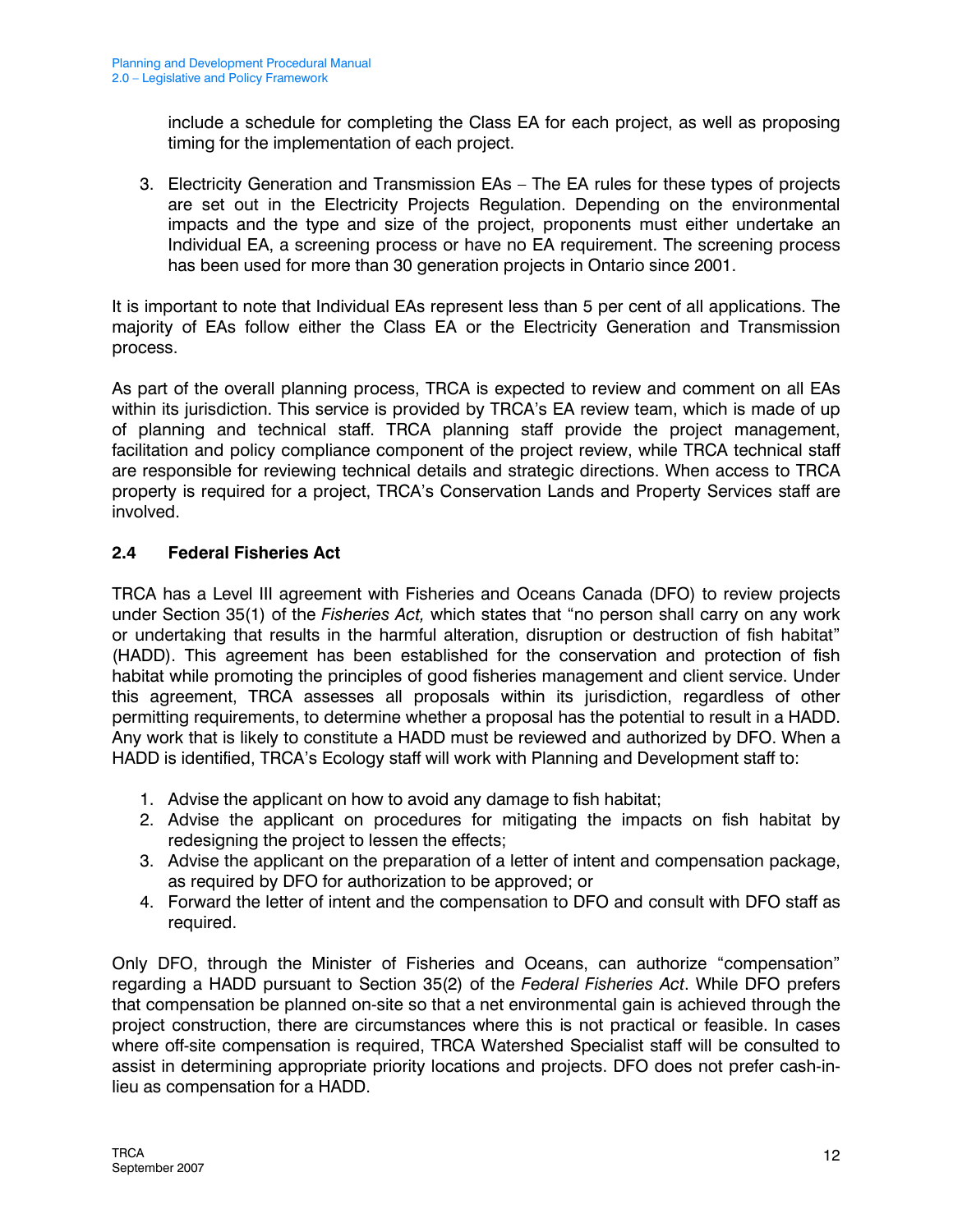include a schedule for completing the Class EA for each project, as well as proposing timing for the implementation of each project.

3. Electricity Generation and Transmission EAs – The EA rules for these types of projects are set out in the Electricity Projects Regulation. Depending on the environmental impacts and the type and size of the project, proponents must either undertake an Individual EA, a screening process or have no EA requirement. The screening process has been used for more than 30 generation projects in Ontario since 2001.

It is important to note that Individual EAs represent less than 5 per cent of all applications. The majority of EAs follow either the Class EA or the Electricity Generation and Transmission process.

As part of the overall planning process, TRCA is expected to review and comment on all EAs within its jurisdiction. This service is provided by TRCA's EA review team, which is made of up of planning and technical staff. TRCA planning staff provide the project management, facilitation and policy compliance component of the project review, while TRCA technical staff are responsible for reviewing technical details and strategic directions. When access to TRCA property is required for a project, TRCA's Conservation Lands and Property Services staff are involved.

## 2.4 Federal Fisheries Act

TRCA has a Level III agreement with Fisheries and Oceans Canada (DFO) to review projects under Section 35(1) of the *Fisheries Act,* which states that "no person shall carry on any work or undertaking that results in the harmful alteration, disruption or destruction of fish habitat" (HADD). This agreement has been established for the conservation and protection of fish habitat while promoting the principles of good fisheries management and client service. Under this agreement, TRCA assesses all proposals within its jurisdiction, regardless of other permitting requirements, to determine whether a proposal has the potential to result in a HADD. Any work that is likely to constitute a HADD must be reviewed and authorized by DFO. When a HADD is identified, TRCA's Ecology staff will work with Planning and Development staff to:

1. Advise the applicant on how to avoid any damage to fish habitat;
2. Advise the applicant on procedures for mitigating the impacts on fish habitat by redesigning the project to lessen the effects;
3. Advise the applicant on the preparation of a letter of intent and compensation package, as required by DFO for authorization to be approved; or
4. Forward the letter of intent and the compensation to DFO and consult with DFO staff as required.

Only DFO, through the Minister of Fisheries and Oceans, can authorize "compensation" regarding a HADD pursuant to Section 35(2) of the *Federal Fisheries Act*. While DFO prefers that compensation be planned on-site so that a net environmental gain is achieved through the project construction, there are circumstances where this is not practical or feasible. In cases where off-site compensation is required, TRCA Watershed Specialist staff will be consulted to assist in determining appropriate priority locations and projects. DFO does not prefer cash-in-lieu as compensation for a HADD.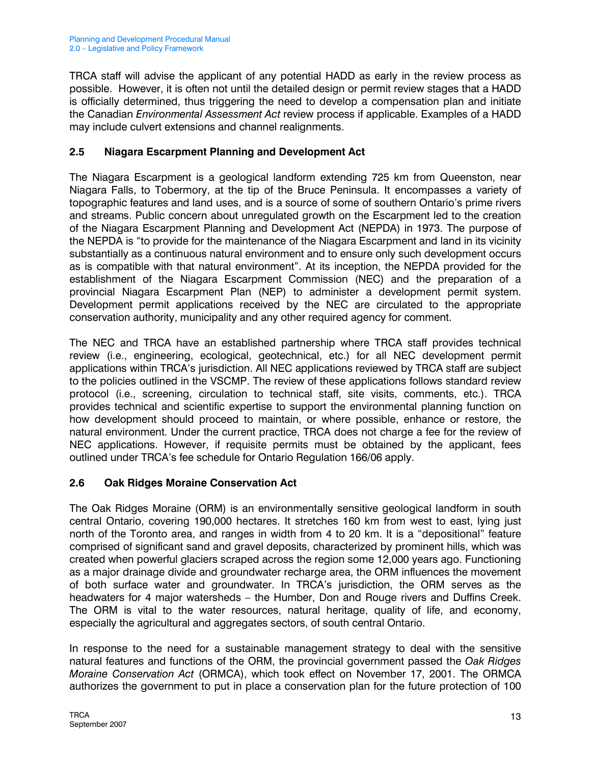TRCA staff will advise the applicant of any potential HADD as early in the review process as possible. However, it is often not until the detailed design or permit review stages that a HADD is officially determined, thus triggering the need to develop a compensation plan and initiate the Canadian *Environmental Assessment Act* review process if applicable. Examples of a HADD may include culvert extensions and channel realignments.

## 2.5 Niagara Escarpment Planning and Development Act

The Niagara Escarpment is a geological landform extending 725 km from Queenston, near Niagara Falls, to Tobermory, at the tip of the Bruce Peninsula. It encompasses a variety of topographic features and land uses, and is a source of some of southern Ontario's prime rivers and streams. Public concern about unregulated growth on the Escarpment led to the creation of the Niagara Escarpment Planning and Development Act (NEPDA) in 1973. The purpose of the NEPDA is "to provide for the maintenance of the Niagara Escarpment and land in its vicinity substantially as a continuous natural environment and to ensure only such development occurs as is compatible with that natural environment". At its inception, the NEPDA provided for the establishment of the Niagara Escarpment Commission (NEC) and the preparation of a provincial Niagara Escarpment Plan (NEP) to administer a development permit system. Development permit applications received by the NEC are circulated to the appropriate conservation authority, municipality and any other required agency for comment.

The NEC and TRCA have an established partnership where TRCA staff provides technical review (i.e., engineering, ecological, geotechnical, etc.) for all NEC development permit applications within TRCA's jurisdiction. All NEC applications reviewed by TRCA staff are subject to the policies outlined in the VSCMP. The review of these applications follows standard review protocol (i.e., screening, circulation to technical staff, site visits, comments, etc.). TRCA provides technical and scientific expertise to support the environmental planning function on how development should proceed to maintain, or where possible, enhance or restore, the natural environment. Under the current practice, TRCA does not charge a fee for the review of NEC applications. However, if requisite permits must be obtained by the applicant, fees outlined under TRCA's fee schedule for Ontario Regulation 166/06 apply.

## 2.6 Oak Ridges Moraine Conservation Act

The Oak Ridges Moraine (ORM) is an environmentally sensitive geological landform in south central Ontario, covering 190,000 hectares. It stretches 160 km from west to east, lying just north of the Toronto area, and ranges in width from 4 to 20 km. It is a "depositional" feature comprised of significant sand and gravel deposits, characterized by prominent hills, which was created when powerful glaciers scraped across the region some 12,000 years ago. Functioning as a major drainage divide and groundwater recharge area, the ORM influences the movement of both surface water and groundwater. In TRCA's jurisdiction, the ORM serves as the headwaters for 4 major watersheds – the Humber, Don and Rouge rivers and Duffins Creek. The ORM is vital to the water resources, natural heritage, quality of life, and economy, especially the agricultural and aggregates sectors, of south central Ontario.

In response to the need for a sustainable management strategy to deal with the sensitive natural features and functions of the ORM, the provincial government passed the *Oak Ridges Moraine Conservation Act* (ORMCA), which took effect on November 17, 2001. The ORMCA authorizes the government to put in place a conservation plan for the future protection of 100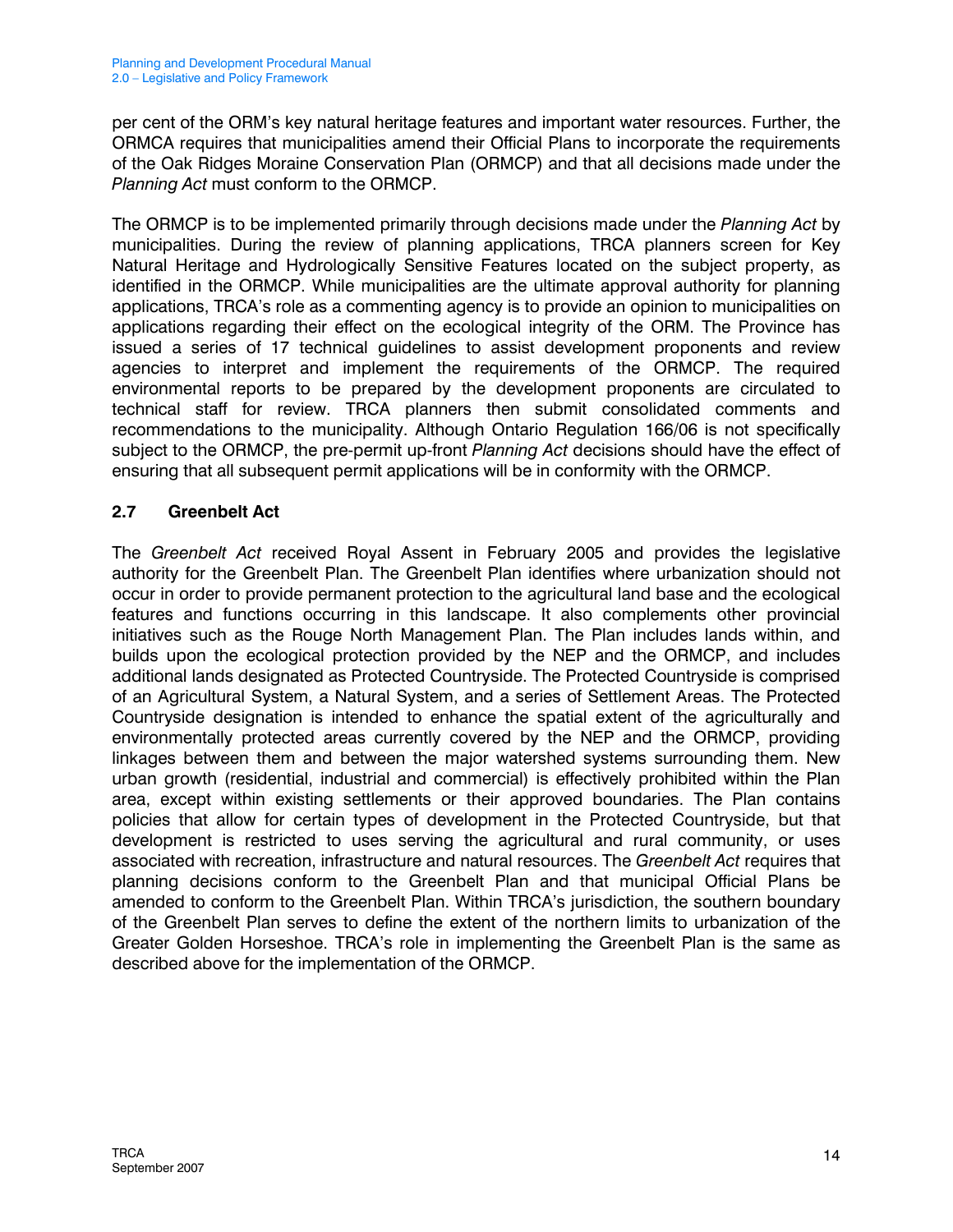per cent of the ORM's key natural heritage features and important water resources. Further, the ORMCA requires that municipalities amend their Official Plans to incorporate the requirements of the Oak Ridges Moraine Conservation Plan (ORMCP) and that all decisions made under the *Planning Act* must conform to the ORMCP.

The ORMCP is to be implemented primarily through decisions made under the *Planning Act* by municipalities. During the review of planning applications, TRCA planners screen for Key Natural Heritage and Hydrologically Sensitive Features located on the subject property, as identified in the ORMCP. While municipalities are the ultimate approval authority for planning applications, TRCA's role as a commenting agency is to provide an opinion to municipalities on applications regarding their effect on the ecological integrity of the ORM. The Province has issued a series of 17 technical guidelines to assist development proponents and review agencies to interpret and implement the requirements of the ORMCP. The required environmental reports to be prepared by the development proponents are circulated to technical staff for review. TRCA planners then submit consolidated comments and recommendations to the municipality. Although Ontario Regulation 166/06 is not specifically subject to the ORMCP, the pre-permit up-front *Planning Act* decisions should have the effect of ensuring that all subsequent permit applications will be in conformity with the ORMCP.

## 2.7 Greenbelt Act

The *Greenbelt Act* received Royal Assent in February 2005 and provides the legislative authority for the Greenbelt Plan. The Greenbelt Plan identifies where urbanization should not occur in order to provide permanent protection to the agricultural land base and the ecological features and functions occurring in this landscape. It also complements other provincial initiatives such as the Rouge North Management Plan. The Plan includes lands within, and builds upon the ecological protection provided by the NEP and the ORMCP, and includes additional lands designated as Protected Countryside. The Protected Countryside is comprised of an Agricultural System, a Natural System, and a series of Settlement Areas. The Protected Countryside designation is intended to enhance the spatial extent of the agriculturally and environmentally protected areas currently covered by the NEP and the ORMCP, providing linkages between them and between the major watershed systems surrounding them. New urban growth (residential, industrial and commercial) is effectively prohibited within the Plan area, except within existing settlements or their approved boundaries. The Plan contains policies that allow for certain types of development in the Protected Countryside, but that development is restricted to uses serving the agricultural and rural community, or uses associated with recreation, infrastructure and natural resources. The *Greenbelt Act* requires that planning decisions conform to the Greenbelt Plan and that municipal Official Plans be amended to conform to the Greenbelt Plan. Within TRCA's jurisdiction, the southern boundary of the Greenbelt Plan serves to define the extent of the northern limits to urbanization of the Greater Golden Horseshoe. TRCA's role in implementing the Greenbelt Plan is the same as described above for the implementation of the ORMCP.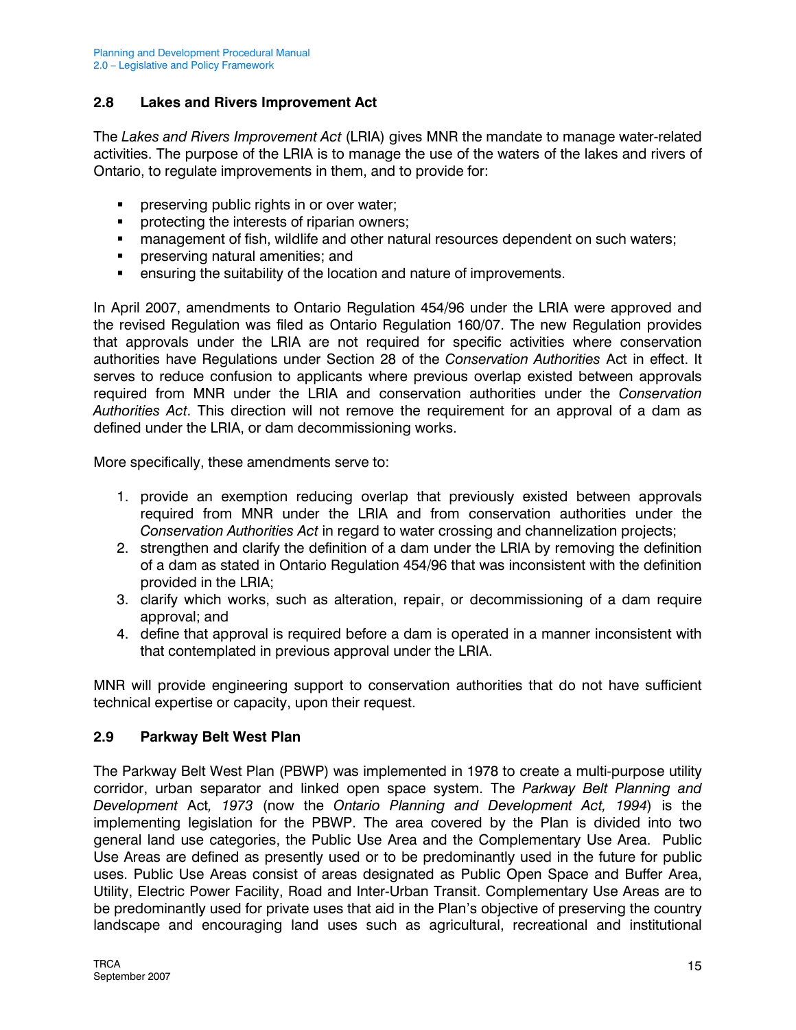## 2.8 Lakes and Rivers Improvement Act

The *Lakes and Rivers Improvement Act* (LRIA) gives MNR the mandate to manage water-related activities. The purpose of the LRIA is to manage the use of the waters of the lakes and rivers of Ontario, to regulate improvements in them, and to provide for:

- preserving public rights in or over water;
- protecting the interests of riparian owners;
- management of fish, wildlife and other natural resources dependent on such waters;
- preserving natural amenities; and
- ensuring the suitability of the location and nature of improvements.

In April 2007, amendments to Ontario Regulation 454/96 under the LRIA were approved and the revised Regulation was filed as Ontario Regulation 160/07. The new Regulation provides that approvals under the LRIA are not required for specific activities where conservation authorities have Regulations under Section 28 of the *Conservation Authorities* Act in effect. It serves to reduce confusion to applicants where previous overlap existed between approvals required from MNR under the LRIA and conservation authorities under the *Conservation Authorities Act*. This direction will not remove the requirement for an approval of a dam as defined under the LRIA, or dam decommissioning works.

More specifically, these amendments serve to:

1. provide an exemption reducing overlap that previously existed between approvals required from MNR under the LRIA and from conservation authorities under the *Conservation Authorities Act* in regard to water crossing and channelization projects;
2. strengthen and clarify the definition of a dam under the LRIA by removing the definition of a dam as stated in Ontario Regulation 454/96 that was inconsistent with the definition provided in the LRIA;
3. clarify which works, such as alteration, repair, or decommissioning of a dam require approval; and
4. define that approval is required before a dam is operated in a manner inconsistent with that contemplated in previous approval under the LRIA.

MNR will provide engineering support to conservation authorities that do not have sufficient technical expertise or capacity, upon their request.

## 2.9 Parkway Belt West Plan

The Parkway Belt West Plan (PBWP) was implemented in 1978 to create a multi-purpose utility corridor, urban separator and linked open space system. The *Parkway Belt Planning and Development* Act*, 1973* (now the *Ontario Planning and Development Act, 1994*) is the implementing legislation for the PBWP. The area covered by the Plan is divided into two general land use categories, the Public Use Area and the Complementary Use Area. Public Use Areas are defined as presently used or to be predominantly used in the future for public uses. Public Use Areas consist of areas designated as Public Open Space and Buffer Area, Utility, Electric Power Facility, Road and Inter-Urban Transit. Complementary Use Areas are to be predominantly used for private uses that aid in the Plan's objective of preserving the country landscape and encouraging land uses such as agricultural, recreational and institutional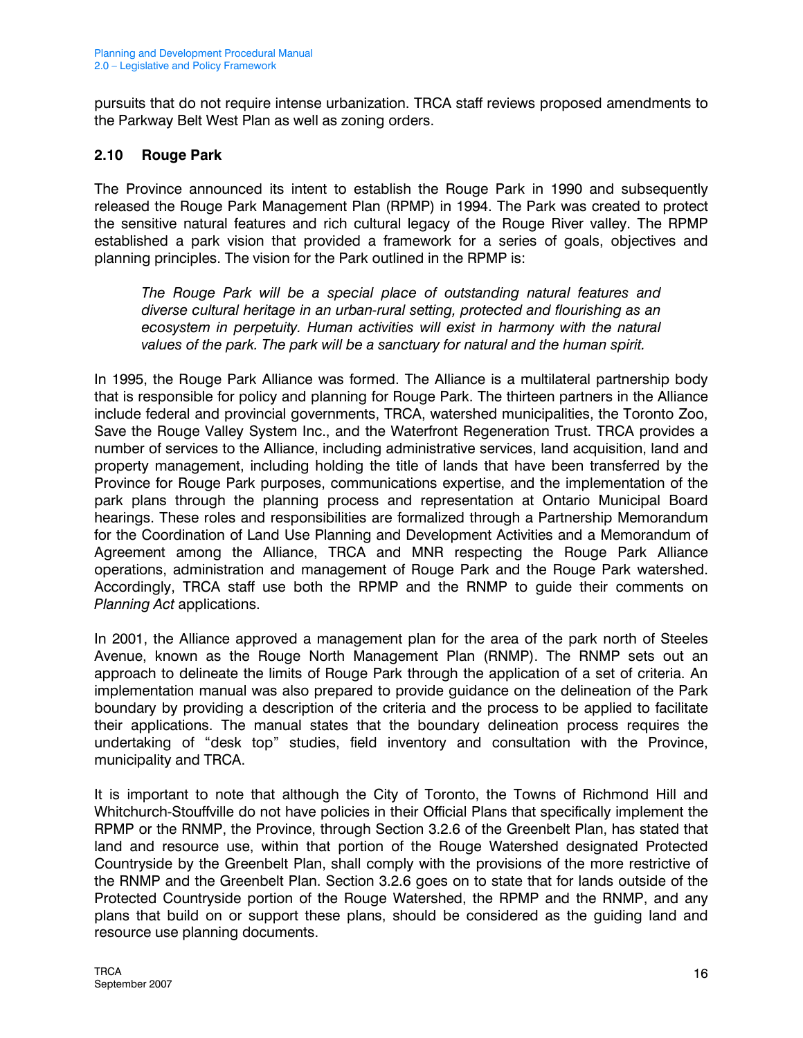pursuits that do not require intense urbanization. TRCA staff reviews proposed amendments to the Parkway Belt West Plan as well as zoning orders.

### 2.10 Rouge Park

The Province announced its intent to establish the Rouge Park in 1990 and subsequently released the Rouge Park Management Plan (RPMP) in 1994. The Park was created to protect the sensitive natural features and rich cultural legacy of the Rouge River valley. The RPMP established a park vision that provided a framework for a series of goals, objectives and planning principles. The vision for the Park outlined in the RPMP is:

> *The Rouge Park will be a special place of outstanding natural features and diverse cultural heritage in an urban-rural setting, protected and flourishing as an ecosystem in perpetuity. Human activities will exist in harmony with the natural values of the park. The park will be a sanctuary for natural and the human spirit.*

In 1995, the Rouge Park Alliance was formed. The Alliance is a multilateral partnership body that is responsible for policy and planning for Rouge Park. The thirteen partners in the Alliance include federal and provincial governments, TRCA, watershed municipalities, the Toronto Zoo, Save the Rouge Valley System Inc., and the Waterfront Regeneration Trust. TRCA provides a number of services to the Alliance, including administrative services, land acquisition, land and property management, including holding the title of lands that have been transferred by the Province for Rouge Park purposes, communications expertise, and the implementation of the park plans through the planning process and representation at Ontario Municipal Board hearings. These roles and responsibilities are formalized through a Partnership Memorandum for the Coordination of Land Use Planning and Development Activities and a Memorandum of Agreement among the Alliance, TRCA and MNR respecting the Rouge Park Alliance operations, administration and management of Rouge Park and the Rouge Park watershed. Accordingly, TRCA staff use both the RPMP and the RNMP to guide their comments on *Planning Act* applications.

In 2001, the Alliance approved a management plan for the area of the park north of Steeles Avenue, known as the Rouge North Management Plan (RNMP). The RNMP sets out an approach to delineate the limits of Rouge Park through the application of a set of criteria. An implementation manual was also prepared to provide guidance on the delineation of the Park boundary by providing a description of the criteria and the process to be applied to facilitate their applications. The manual states that the boundary delineation process requires the undertaking of "desk top" studies, field inventory and consultation with the Province, municipality and TRCA.

It is important to note that although the City of Toronto, the Towns of Richmond Hill and Whitchurch-Stouffville do not have policies in their Official Plans that specifically implement the RPMP or the RNMP, the Province, through Section 3.2.6 of the Greenbelt Plan, has stated that land and resource use, within that portion of the Rouge Watershed designated Protected Countryside by the Greenbelt Plan, shall comply with the provisions of the more restrictive of the RNMP and the Greenbelt Plan. Section 3.2.6 goes on to state that for lands outside of the Protected Countryside portion of the Rouge Watershed, the RPMP and the RNMP, and any plans that build on or support these plans, should be considered as the guiding land and resource use planning documents.